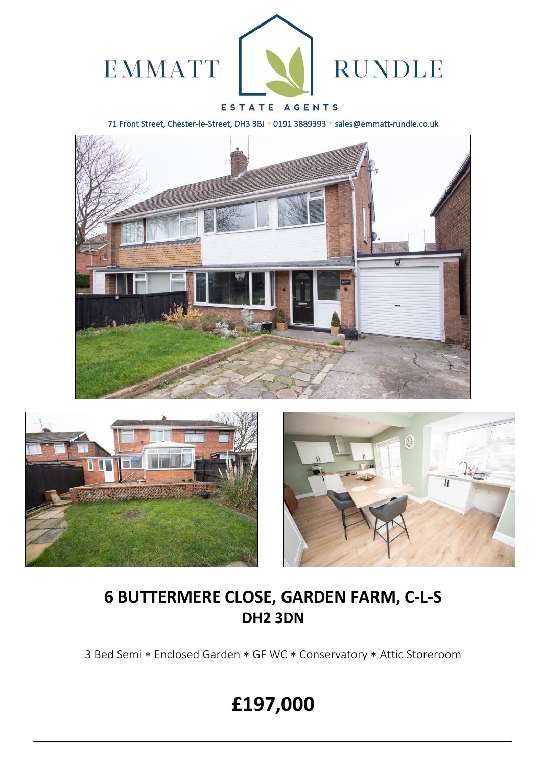EMMATT RUNDLE

ESTATE AGENTS

71 Front Street, Chester-le-Street, DH3 3BJ * 0191 3889393 * sales@emmatt-rundle.co.uk

# 6 BUTTERMERE CLOSE, GARDEN FARM, C-L-S
## DH2 3DN

3 Bed Semi * Enclosed Garden * GF WC * Conservatory * Attic Storeroom

# £197,000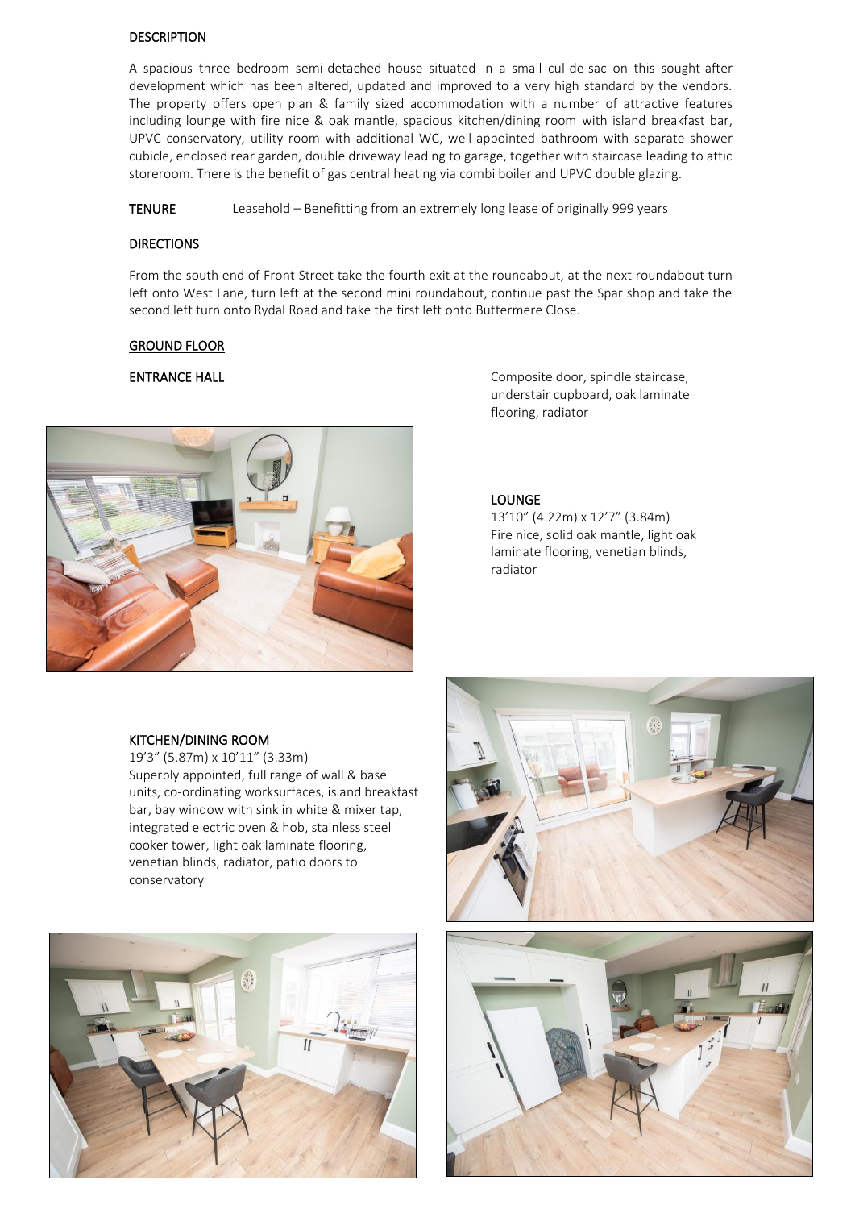## DESCRIPTION

A spacious three bedroom semi-detached house situated in a small cul-de-sac on this sought-after development which has been altered, updated and improved to a very high standard by the vendors. The property offers open plan & family sized accommodation with a number of attractive features including lounge with fire nice & oak mantle, spacious kitchen/dining room with island breakfast bar, UPVC conservatory, utility room with additional WC, well-appointed bathroom with separate shower cubicle, enclosed rear garden, double driveway leading to garage, together with staircase leading to attic storeroom. There is the benefit of gas central heating via combi boiler and UPVC double glazing.

**TENURE** Leasehold – Benefitting from an extremely long lease of originally 999 years

## DIRECTIONS

From the south end of Front Street take the fourth exit at the roundabout, at the next roundabout turn left onto West Lane, turn left at the second mini roundabout, continue past the Spar shop and take the second left turn onto Rydal Road and take the first left onto Buttermere Close.

## GROUND FLOOR

### ENTRANCE HALL

Composite door, spindle staircase, understair cupboard, oak laminate flooring, radiator

### LOUNGE

13'10" (4.22m) x 12'7" (3.84m)
Fire nice, solid oak mantle, light oak laminate flooring, venetian blinds, radiator

### KITCHEN/DINING ROOM

19'3" (5.87m) x 10'11" (3.33m)
Superbly appointed, full range of wall & base units, co-ordinating worksurfaces, island breakfast bar, bay window with sink in white & mixer tap, integrated electric oven & hob, stainless steel cooker tower, light oak laminate flooring, venetian blinds, radiator, patio doors to conservatory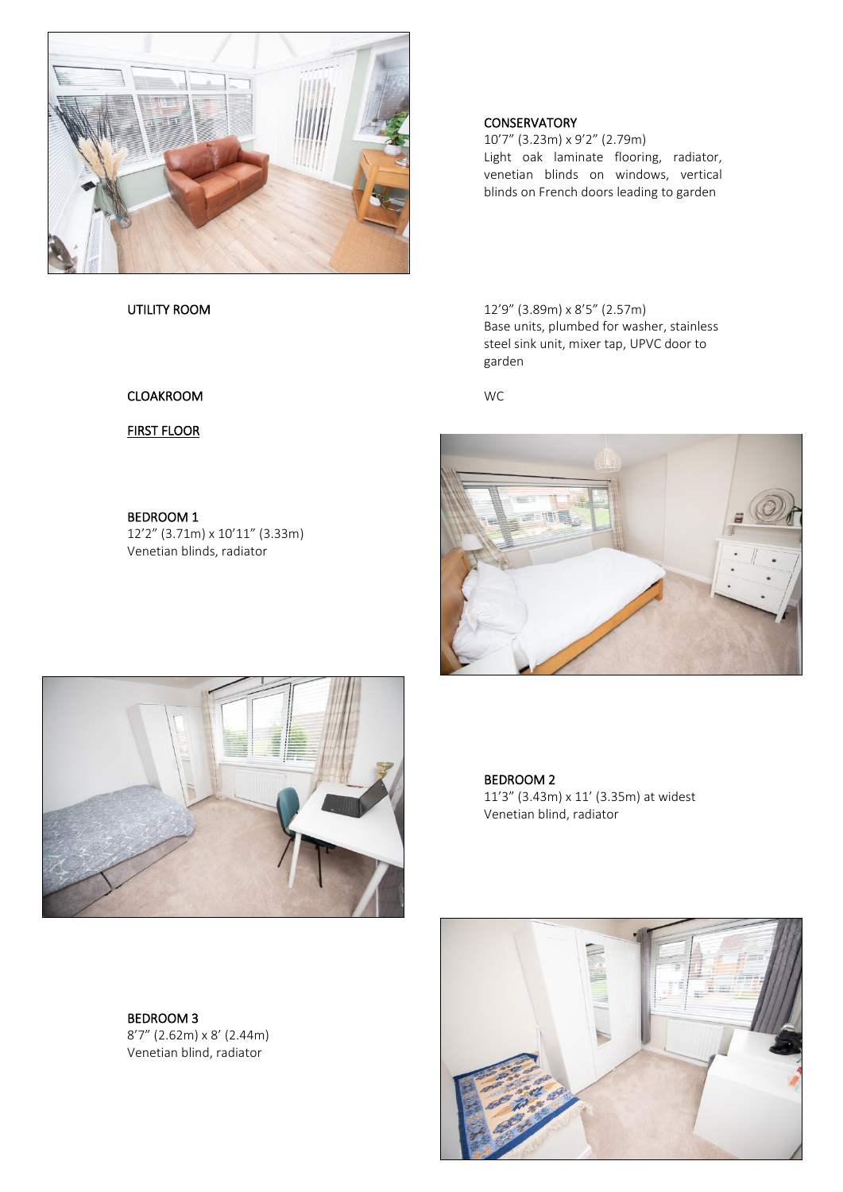**CONSERVATORY**
10'7" (3.23m) x 9'2" (2.79m)
Light oak laminate flooring, radiator, venetian blinds on windows, vertical blinds on French doors leading to garden

**UTILITY ROOM**
12'9" (3.89m) x 8'5" (2.57m)
Base units, plumbed for washer, stainless steel sink unit, mixer tap, UPVC door to garden

**CLOAKROOM**
WC

**FIRST FLOOR**

**BEDROOM 1**
12'2" (3.71m) x 10'11" (3.33m)
Venetian blinds, radiator

**BEDROOM 2**
11'3" (3.43m) x 11' (3.35m) at widest
Venetian blind, radiator

**BEDROOM 3**
8'7" (2.62m) x 8' (2.44m)
Venetian blind, radiator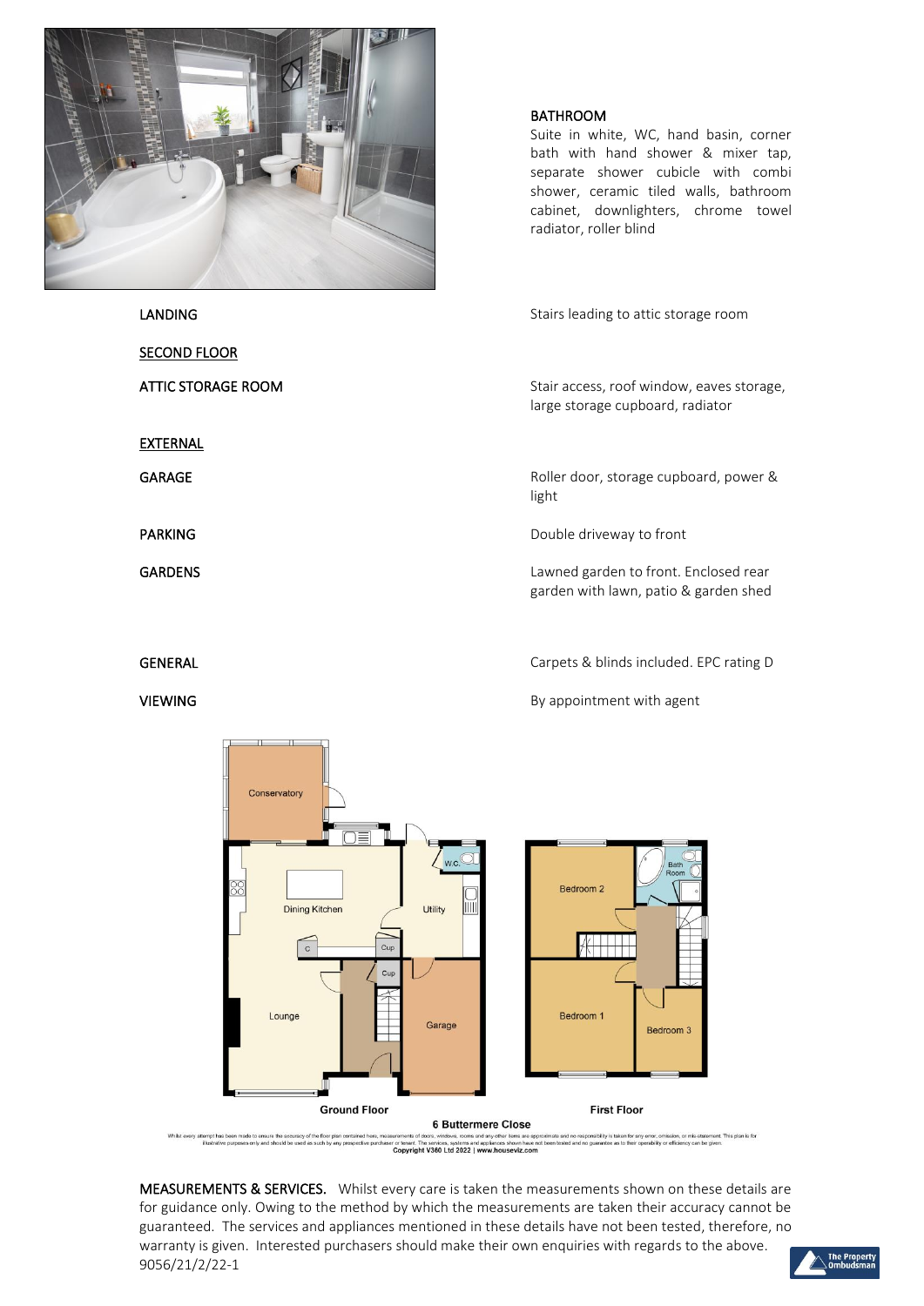**BATHROOM**
Suite in white, WC, hand basin, corner bath with hand shower & mixer tap, separate shower cubicle with combi shower, ceramic tiled walls, bathroom cabinet, downlighters, chrome towel radiator, roller blind

| | |
|---|---|
| LANDING | Stairs leading to attic storage room |

## SECOND FLOOR

| | |
|---|---|
| ATTIC STORAGE ROOM | Stair access, roof window, eaves storage, large storage cupboard, radiator |

## EXTERNAL

| | |
|---|---|
| GARAGE | Roller door, storage cupboard, power & light |
| PARKING | Double driveway to front |
| GARDENS | Lawned garden to front. Enclosed rear garden with lawn, patio & garden shed |
| GENERAL | Carpets & blinds included. EPC rating D |
| VIEWING | By appointment with agent |

Conservatory
W.C.
Dining Kitchen
Utility
C
Cup
Cup
Lounge
Garage
Bedroom 2
Bath Room
Bedroom 1
Bedroom 3
Ground Floor
First Floor
6 Buttermere Close

Whilst every attempt has been made to ensure the accuracy of the floor plan contained here, measurements of doors, windows, rooms and any other items are approximate and no responsibility is taken for any error, omission, or mis-statement. This plan is for illustrative purposes only and should be used as such by any prospective purchaser or tenant. The services, systems and appliances shown have not been tested and no guarantee as to their operability or efficiency can be given.
Copyright V360 Ltd 2022 | www.houseviz.com

**MEASUREMENTS & SERVICES.** Whilst every care is taken the measurements shown on these details are for guidance only. Owing to the method by which the measurements are taken their accuracy cannot be guaranteed. The services and appliances mentioned in these details have not been tested, therefore, no warranty is given. Interested purchasers should make their own enquiries with regards to the above.
9056/21/2/22-1

The Property Ombudsman